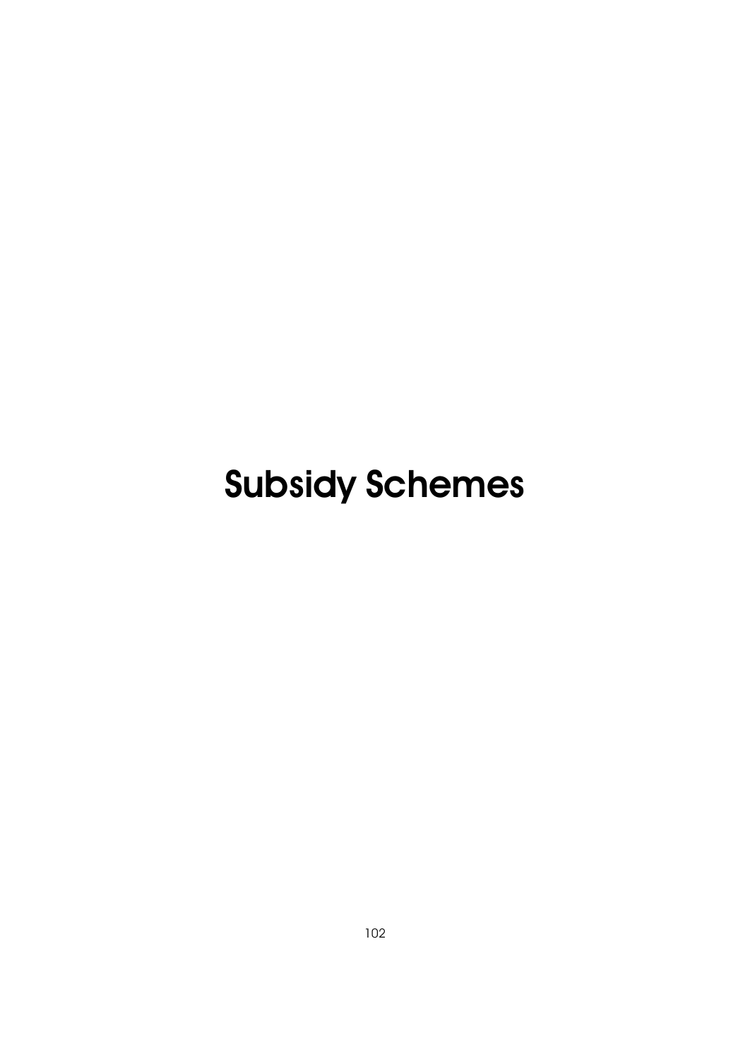# Subsidy Schemes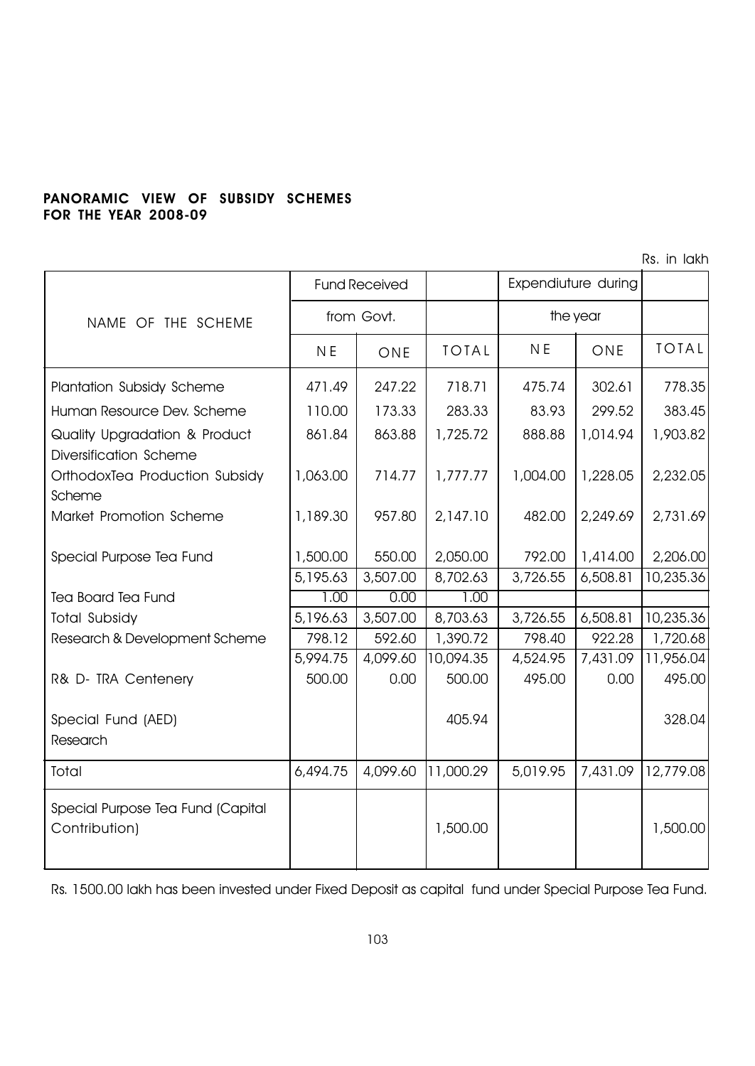**PANORAMIC VIEW OF SUBSIDY SCHEMES**
**FOR THE YEAR 2008-09**

Rs. in lakh

| NAME OF THE SCHEME | Fund Received from Govt. | | | Expendiuture during the year | | |
|---|---|---|---|---|---|---|
| | NE | ONE | TOTAL | NE | ONE | TOTAL |
| Plantation Subsidy Scheme | 471.49 | 247.22 | 718.71 | 475.74 | 302.61 | 778.35 |
| Human Resource Dev. Scheme | 110.00 | 173.33 | 283.33 | 83.93 | 299.52 | 383.45 |
| Quality Upgradation & Product Diversification Scheme | 861.84 | 863.88 | 1,725.72 | 888.88 | 1,014.94 | 1,903.82 |
| OrthodoxTea Production Subsidy Scheme | 1,063.00 | 714.77 | 1,777.77 | 1,004.00 | 1,228.05 | 2,232.05 |
| Market Promotion Scheme | 1,189.30 | 957.80 | 2,147.10 | 482.00 | 2,249.69 | 2,731.69 |
| Special Purpose Tea Fund | 1,500.00 | 550.00 | 2,050.00 | 792.00 | 1,414.00 | 2,206.00 |
| | 5,195.63 | 3,507.00 | 8,702.63 | 3,726.55 | 6,508.81 | 10,235.36 |
| Tea Board Tea Fund | 1.00 | 0.00 | 1.00 | | | |
| Total Subsidy | 5,196.63 | 3,507.00 | 8,703.63 | 3,726.55 | 6,508.81 | 10,235.36 |
| Research & Development Scheme | 798.12 | 592.60 | 1,390.72 | 798.40 | 922.28 | 1,720.68 |
| | 5,994.75 | 4,099.60 | 10,094.35 | 4,524.95 | 7,431.09 | 11,956.04 |
| R& D- TRA Centenery | 500.00 | 0.00 | 500.00 | 495.00 | 0.00 | 495.00 |
| Special Fund (AED) Research | | | 405.94 | | | 328.04 |
| Total | 6,494.75 | 4,099.60 | 11,000.29 | 5,019.95 | 7,431.09 | 12,779.08 |
| Special Purpose Tea Fund (Capital Contribution) | | | 1,500.00 | | | 1,500.00 |

Rs. 1500.00 lakh has been invested under Fixed Deposit as capital fund under Special Purpose Tea Fund.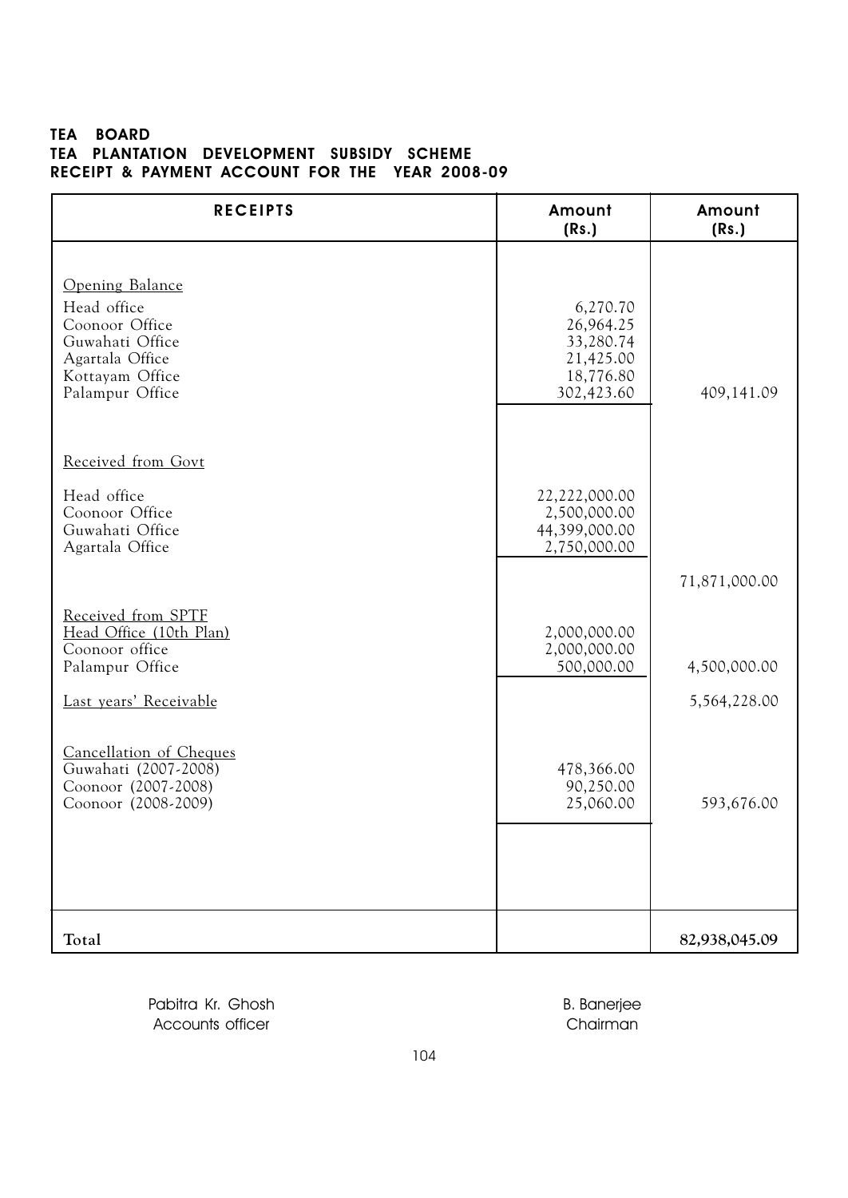**TEA BOARD**
**TEA PLANTATION DEVELOPMENT SUBSIDY SCHEME**
**RECEIPT & PAYMENT ACCOUNT FOR THE YEAR 2008-09**

| RECEIPTS | Amount (Rs.) | Amount (Rs.) |
|---|---|---|
| Opening Balance | | |
| Head office | 6,270.70 | |
| Coonoor Office | 26,964.25 | |
| Guwahati Office | 33,280.74 | |
| Agartala Office | 21,425.00 | |
| Kottayam Office | 18,776.80 | |
| Palampur Office | 302,423.60 | 409,141.09 |
| Received from Govt | | |
| Head office | 22,222,000.00 | |
| Coonoor Office | 2,500,000.00 | |
| Guwahati Office | 44,399,000.00 | |
| Agartala Office | 2,750,000.00 | |
| | | 71,871,000.00 |
| Received from SPTF | | |
| Head Office (10th Plan) | 2,000,000.00 | |
| Coonoor office | 2,000,000.00 | |
| Palampur Office | 500,000.00 | 4,500,000.00 |
| Last years' Receivable | | 5,564,228.00 |
| Cancellation of Cheques | | |
| Guwahati (2007-2008) | 478,366.00 | |
| Coonoor (2007-2008) | 90,250.00 | |
| Coonoor (2008-2009) | 25,060.00 | 593,676.00 |
| **Total** | | **82,938,045.09** |

Pabitra Kr. Ghosh
Accounts officer

B. Banerjee
Chairman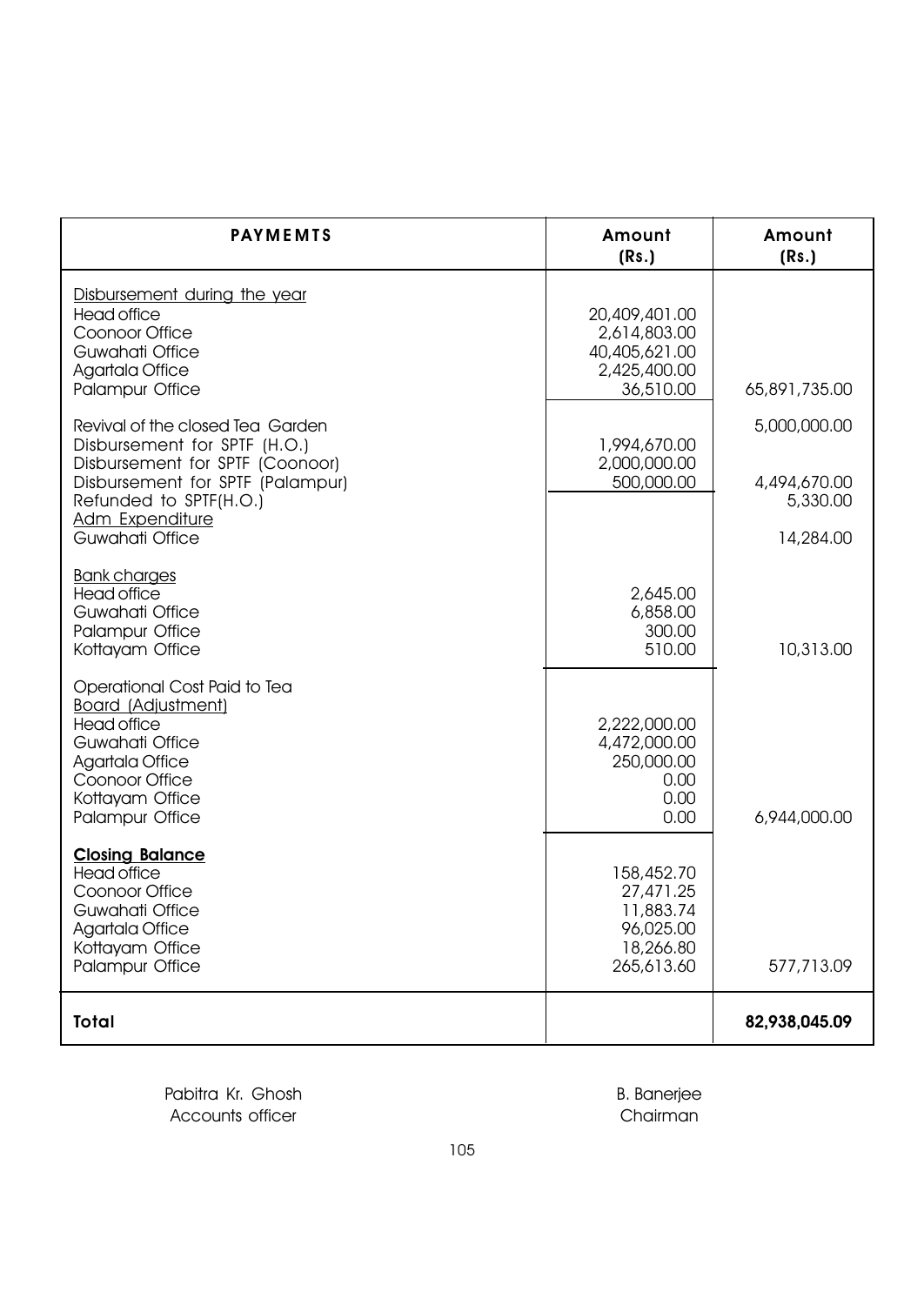| PAYMEMTS | Amount (Rs.) | Amount (Rs.) |
|---|---|---|
| Disbursement during the year | | |
| Head office | 20,409,401.00 | |
| Coonoor Office | 2,614,803.00 | |
| Guwahati Office | 40,405,621.00 | |
| Agartala Office | 2,425,400.00 | |
| Palampur Office | 36,510.00 | 65,891,735.00 |
| Revival of the closed Tea Garden | | 5,000,000.00 |
| Disbursement for SPTF (H.O.) | 1,994,670.00 | |
| Disbursement for SPTF (Coonoor) | 2,000,000.00 | |
| Disbursement for SPTF (Palampur) | 500,000.00 | 4,494,670.00 |
| Refunded to SPTF(H.O.) | | 5,330.00 |
| Adm Expenditure | | |
| Guwahati Office | | 14,284.00 |
| Bank charges | | |
| Head office | 2,645.00 | |
| Guwahati Office | 6,858.00 | |
| Palampur Office | 300.00 | |
| Kottayam Office | 510.00 | 10,313.00 |
| Operational Cost Paid to Tea Board (Adjustment) | | |
| Head office | 2,222,000.00 | |
| Guwahati Office | 4,472,000.00 | |
| Agartala Office | 250,000.00 | |
| Coonoor Office | 0.00 | |
| Kottayam Office | 0.00 | |
| Palampur Office | 0.00 | 6,944,000.00 |
| **Closing Balance** | | |
| Head office | 158,452.70 | |
| Coonoor Office | 27,471.25 | |
| Guwahati Office | 11,883.74 | |
| Agartala Office | 96,025.00 | |
| Kottayam Office | 18,266.80 | |
| Palampur Office | 265,613.60 | 577,713.09 |
| **Total** | | **82,938,045.09** |

Pabitra Kr. Ghosh
Accounts officer

B. Banerjee
Chairman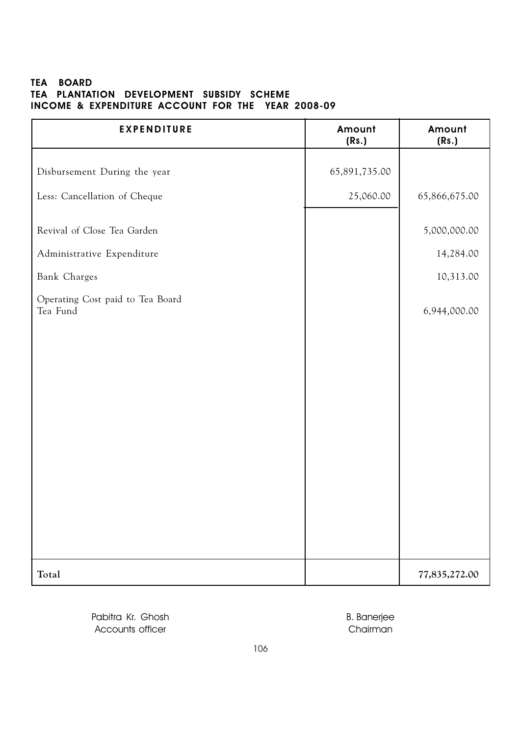**TEA BOARD**
**TEA PLANTATION DEVELOPMENT SUBSIDY SCHEME**
**INCOME & EXPENDITURE ACCOUNT FOR THE YEAR 2008-09**

| EXPENDITURE | Amount (Rs.) | Amount (Rs.) |
|---|---|---|
| Disbursement During the year | 65,891,735.00 | |
| Less: Cancellation of Cheque | 25,060.00 | 65,866,675.00 |
| Revival of Close Tea Garden | | 5,000,000.00 |
| Administrative Expenditure | | 14,284.00 |
| Bank Charges | | 10,313.00 |
| Operating Cost paid to Tea Board Tea Fund | | 6,944,000.00 |
| **Total** | | **77,835,272.00** |

Pabitra Kr. Ghosh
Accounts officer

B. Banerjee
Chairman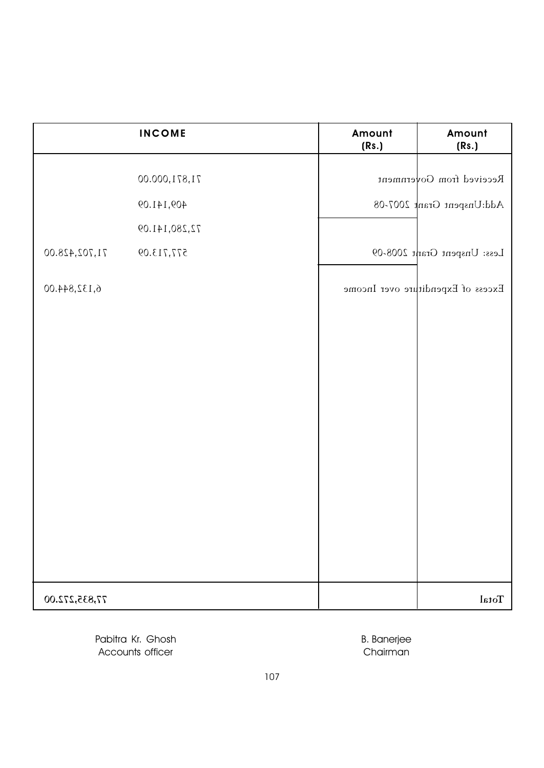| INCOME | Amount (Rs.) | Amount (Rs.) |
|---|---|---|
| Received from Government | 71,871,000.00 | |
| Add: Unspent Grant 2007-08 | 409,141.09 | |
| | 72,280,141.09 | |
| Less: Unspent Grant 2008-09 | 577,713.09 | 71,702,428.00 |
| Excess of Expenditure over Income | | 6,132,844.00 |
| Total | | 77,835,272.00 |

Pabitra Kr. Ghosh
Accounts officer

B. Banerjee
Chairman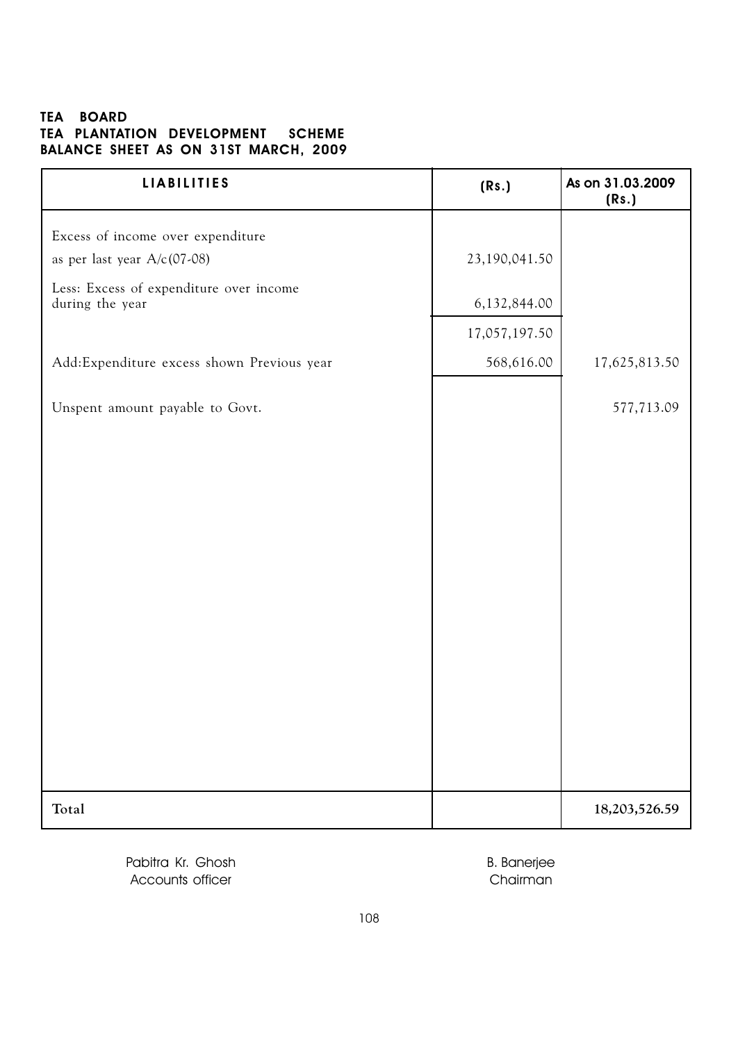# TEA BOARD
## TEA PLANTATION DEVELOPMENT SCHEME
## BALANCE SHEET AS ON 31ST MARCH, 2009

| LIABILITIES | (Rs.) | As on 31.03.2009 (Rs.) |
|---|---|---|
| Excess of income over expenditure as per last year A/c(07-08) | 23,190,041.50 | |
| Less: Excess of expenditure over income during the year | 6,132,844.00 | |
| | 17,057,197.50 | |
| Add:Expenditure excess shown Previous year | 568,616.00 | 17,625,813.50 |
| Unspent amount payable to Govt. | | 577,713.09 |
| **Total** | | **18,203,526.59** |

Pabitra Kr. Ghosh
Accounts officer

B. Banerjee
Chairman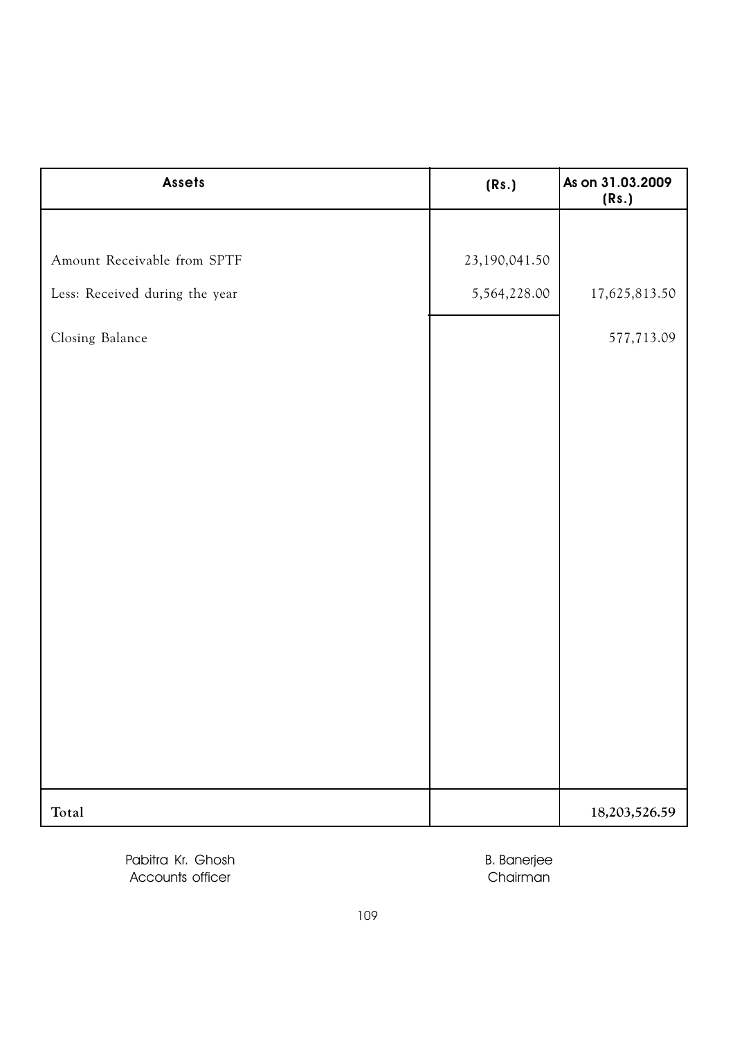| Assets | (Rs.) | As on 31.03.2009 (Rs.) |
|---|---|---|
| Amount Receivable from SPTF | 23,190,041.50 | |
| Less: Received during the year | 5,564,228.00 | 17,625,813.50 |
| Closing Balance | | 577,713.09 |
| **Total** | | **18,203,526.59** |

Pabitra Kr. Ghosh
Accounts officer

B. Banerjee
Chairman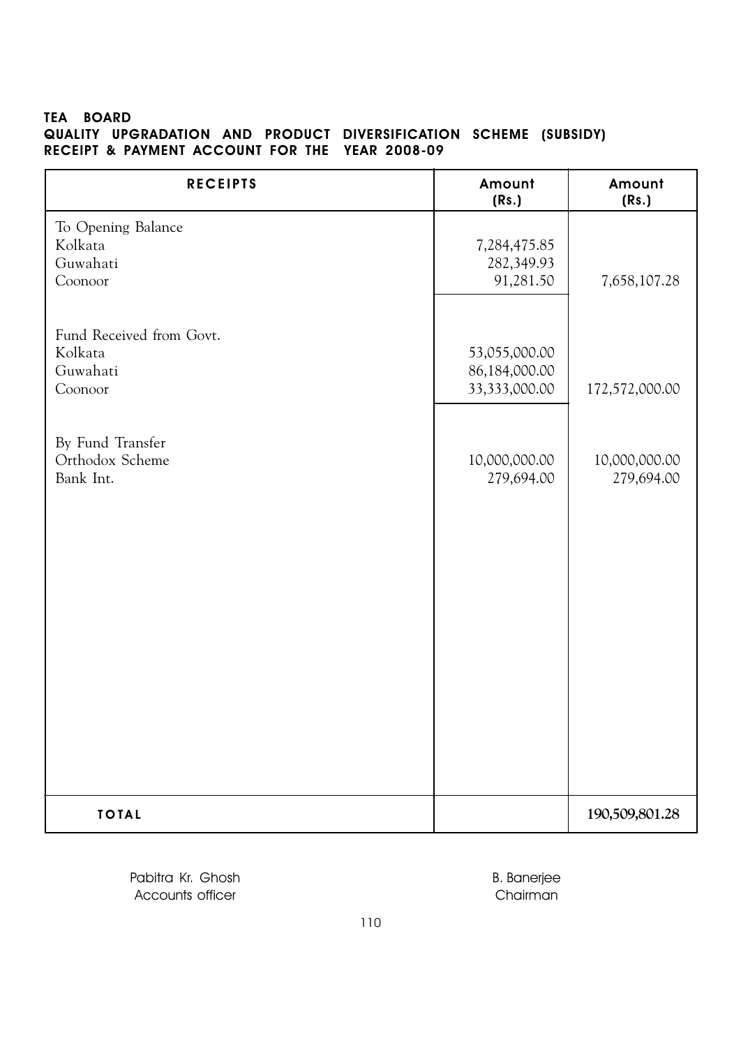**TEA BOARD**
**QUALITY UPGRADATION AND PRODUCT DIVERSIFICATION SCHEME (SUBSIDY)**
**RECEIPT & PAYMENT ACCOUNT FOR THE YEAR 2008-09**

| RECEIPTS | Amount (Rs.) | Amount (Rs.) |
|---|---|---|
| To Opening Balance | | |
| Kolkata | 7,284,475.85 | |
| Guwahati | 282,349.93 | |
| Coonoor | 91,281.50 | 7,658,107.28 |
| Fund Received from Govt. | | |
| Kolkata | 53,055,000.00 | |
| Guwahati | 86,184,000.00 | |
| Coonoor | 33,333,000.00 | 172,572,000.00 |
| By Fund Transfer | | |
| Orthodox Scheme | 10,000,000.00 | 10,000,000.00 |
| Bank Int. | 279,694.00 | 279,694.00 |
| **TOTAL** | | **190,509,801.28** |

Pabitra Kr. Ghosh
Accounts officer

B. Banerjee
Chairman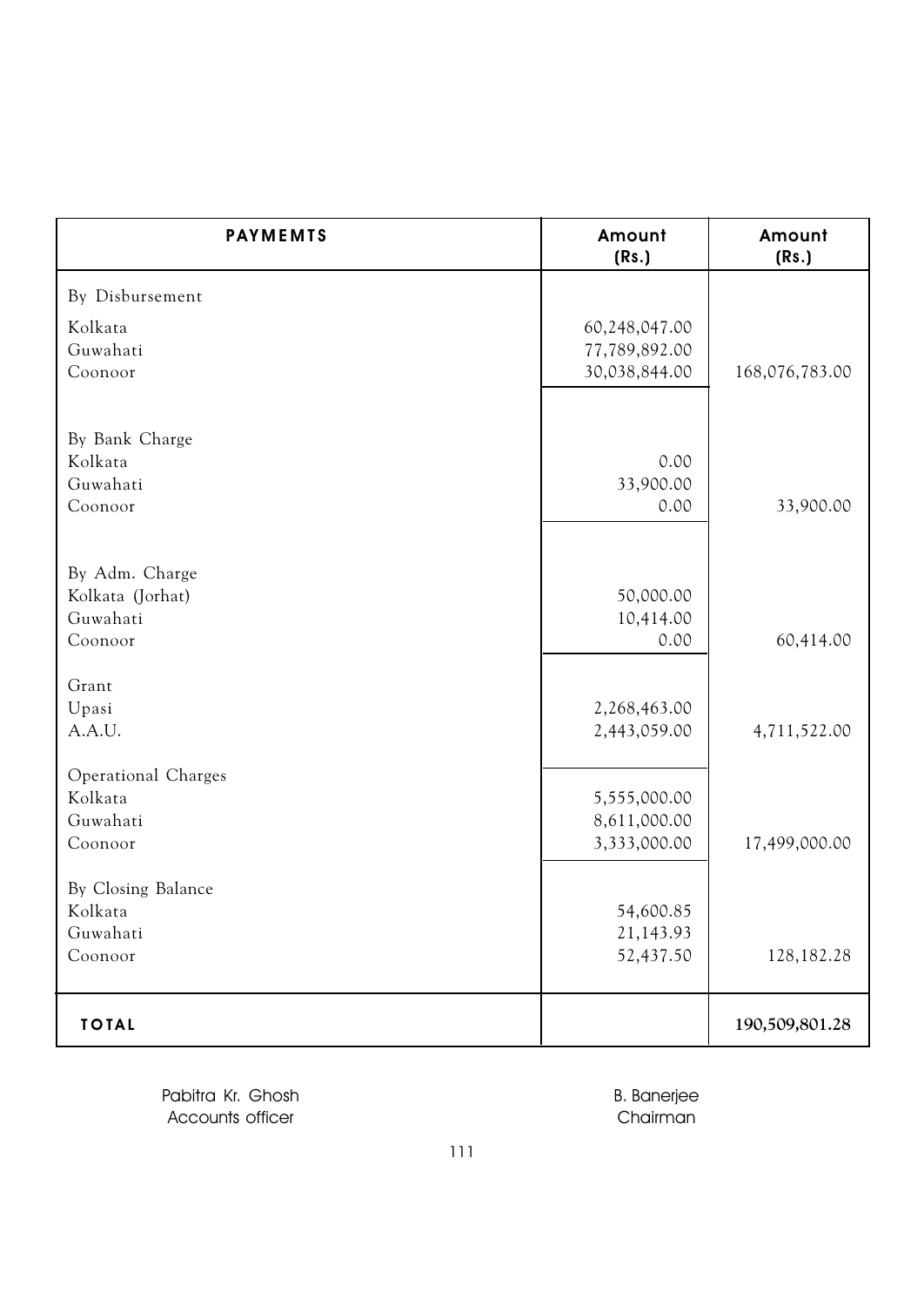| PAYMEMTS | Amount (Rs.) | Amount (Rs.) |
|---|---|---|
| By Disbursement | | |
| Kolkata | 60,248,047.00 | |
| Guwahati | 77,789,892.00 | |
| Coonoor | 30,038,844.00 | 168,076,783.00 |
| By Bank Charge | | |
| Kolkata | 0.00 | |
| Guwahati | 33,900.00 | |
| Coonoor | 0.00 | 33,900.00 |
| By Adm. Charge | | |
| Kolkata (Jorhat) | 50,000.00 | |
| Guwahati | 10,414.00 | |
| Coonoor | 0.00 | 60,414.00 |
| Grant | | |
| Upasi | 2,268,463.00 | |
| A.A.U. | 2,443,059.00 | 4,711,522.00 |
| Operational Charges | | |
| Kolkata | 5,555,000.00 | |
| Guwahati | 8,611,000.00 | |
| Coonoor | 3,333,000.00 | 17,499,000.00 |
| By Closing Balance | | |
| Kolkata | 54,600.85 | |
| Guwahati | 21,143.93 | |
| Coonoor | 52,437.50 | 128,182.28 |
| **TOTAL** | | **190,509,801.28** |

Pabitra Kr. Ghosh
Accounts officer

B. Banerjee
Chairman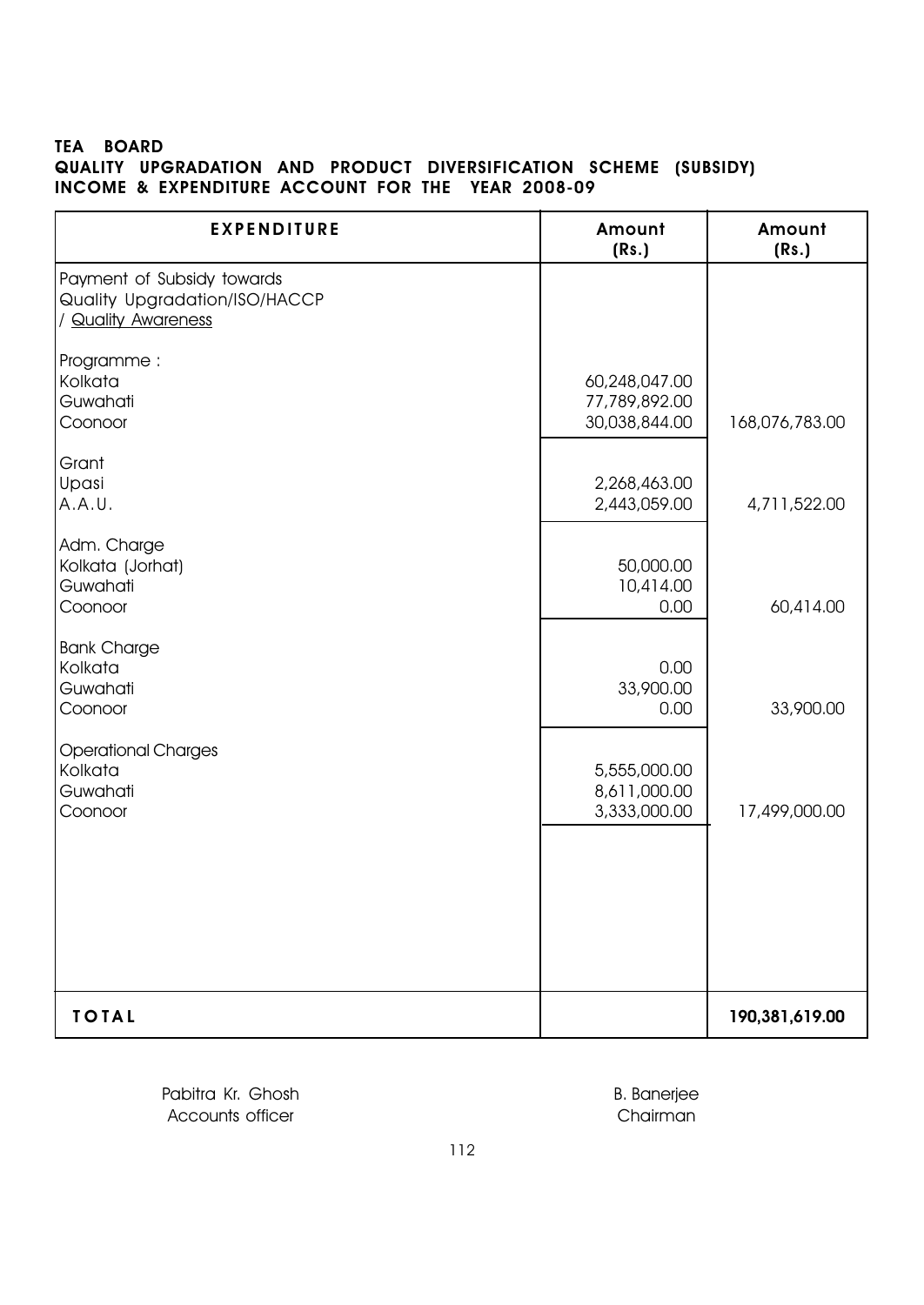**TEA BOARD**
**QUALITY UPGRADATION AND PRODUCT DIVERSIFICATION SCHEME (SUBSIDY)**
**INCOME & EXPENDITURE ACCOUNT FOR THE YEAR 2008-09**

| EXPENDITURE | Amount (Rs.) | Amount (Rs.) |
|---|---|---|
| Payment of Subsidy towards Quality Upgradation/ISO/HACCP / Quality Awareness | | |
| Programme : | | |
| Kolkata | 60,248,047.00 | |
| Guwahati | 77,789,892.00 | |
| Coonoor | 30,038,844.00 | 168,076,783.00 |
| Grant | | |
| Upasi | 2,268,463.00 | |
| A.A.U. | 2,443,059.00 | 4,711,522.00 |
| Adm. Charge | | |
| Kolkata (Jorhat) | 50,000.00 | |
| Guwahati | 10,414.00 | |
| Coonoor | 0.00 | 60,414.00 |
| Bank Charge | | |
| Kolkata | 0.00 | |
| Guwahati | 33,900.00 | |
| Coonoor | 0.00 | 33,900.00 |
| Operational Charges | | |
| Kolkata | 5,555,000.00 | |
| Guwahati | 8,611,000.00 | |
| Coonoor | 3,333,000.00 | 17,499,000.00 |
| **TOTAL** | | **190,381,619.00** |

Pabitra Kr. Ghosh
Accounts officer

B. Banerjee
Chairman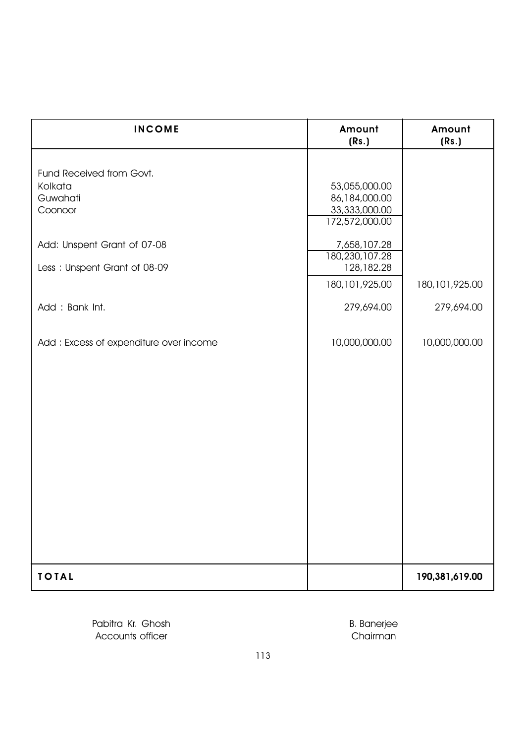| INCOME | Amount (Rs.) | Amount (Rs.) |
|---|---|---|
| Fund Received from Govt. | | |
| Kolkata | 53,055,000.00 | |
| Guwahati | 86,184,000.00 | |
| Coonoor | 33,333,000.00 | |
| | 172,572,000.00 | |
| Add: Unspent Grant of 07-08 | 7,658,107.28 | |
| | 180,230,107.28 | |
| Less : Unspent Grant of 08-09 | 128,182.28 | |
| | 180,101,925.00 | 180,101,925.00 |
| Add : Bank Int. | 279,694.00 | 279,694.00 |
| Add : Excess of expenditure over income | 10,000,000.00 | 10,000,000.00 |
| **TOTAL** | | **190,381,619.00** |

Pabitra Kr. Ghosh
Accounts officer

B. Banerjee
Chairman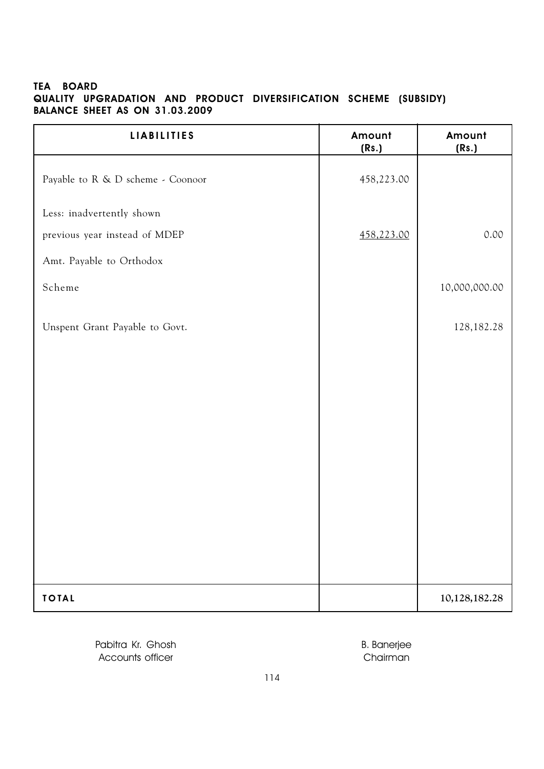**TEA BOARD**
**QUALITY UPGRADATION AND PRODUCT DIVERSIFICATION SCHEME (SUBSIDY)**
**BALANCE SHEET AS ON 31.03.2009**

| LIABILITIES | Amount (Rs.) | Amount (Rs.) |
|---|---|---|
| Payable to R & D scheme - Coonoor | 458,223.00 | |
| Less: inadvertently shown | | |
| previous year instead of MDEP | 458,223.00 | 0.00 |
| Amt. Payable to Orthodox | | |
| Scheme | | 10,000,000.00 |
| Unspent Grant Payable to Govt. | | 128,182.28 |
| **TOTAL** | | **10,128,182.28** |

Pabitra Kr. Ghosh
Accounts officer

B. Banerjee
Chairman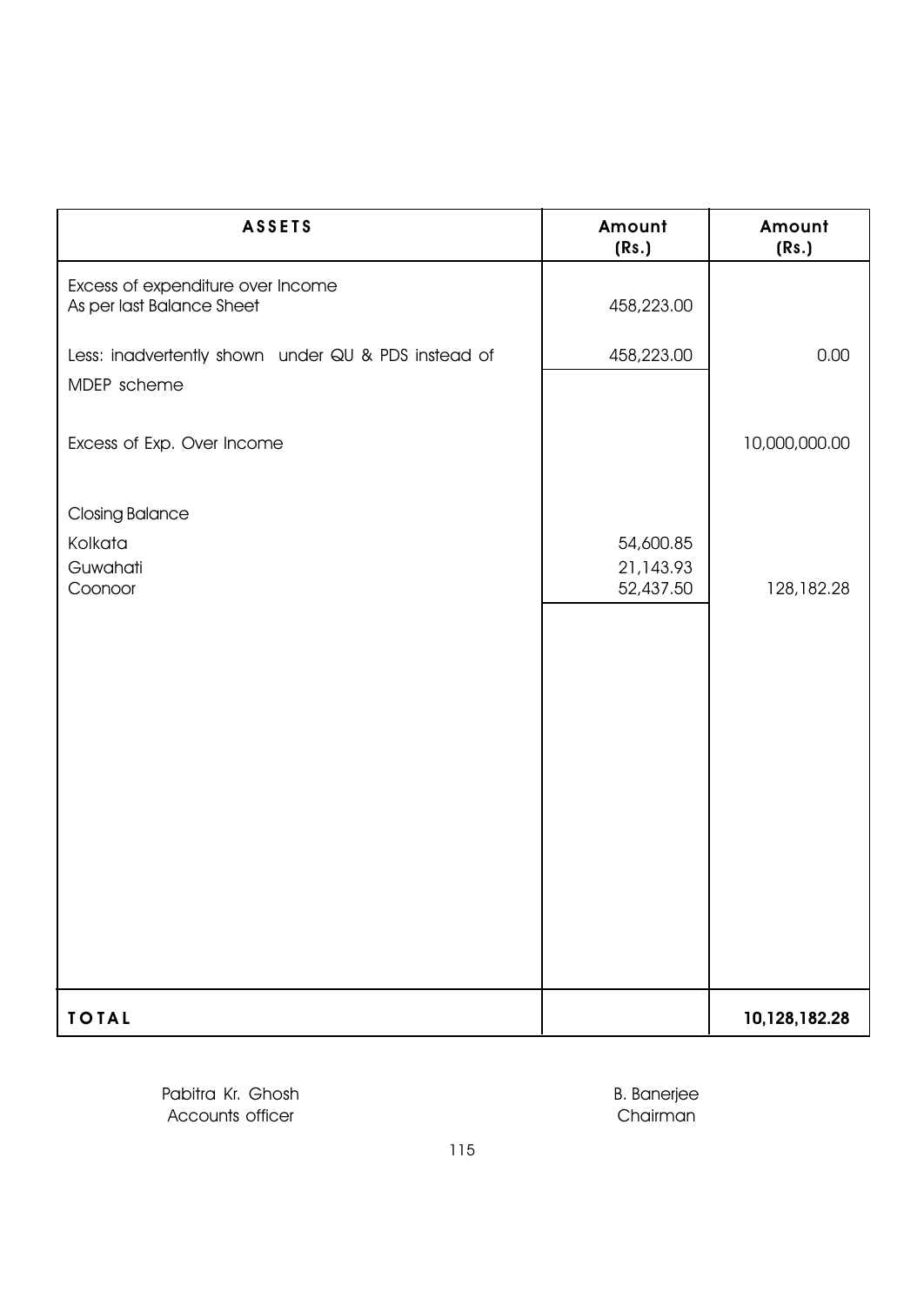| ASSETS | Amount (Rs.) | Amount (Rs.) |
|---|---|---|
| Excess of expenditure over Income As per last Balance Sheet | 458,223.00 | |
| Less: inadvertently shown under QU & PDS instead of MDEP scheme | 458,223.00 | 0.00 |
| Excess of Exp. Over Income | | 10,000,000.00 |
| Closing Balance | | |
| Kolkata | 54,600.85 | |
| Guwahati | 21,143.93 | |
| Coonoor | 52,437.50 | 128,182.28 |
| **TOTAL** | | **10,128,182.28** |

Pabitra Kr. Ghosh
Accounts officer

B. Banerjee
Chairman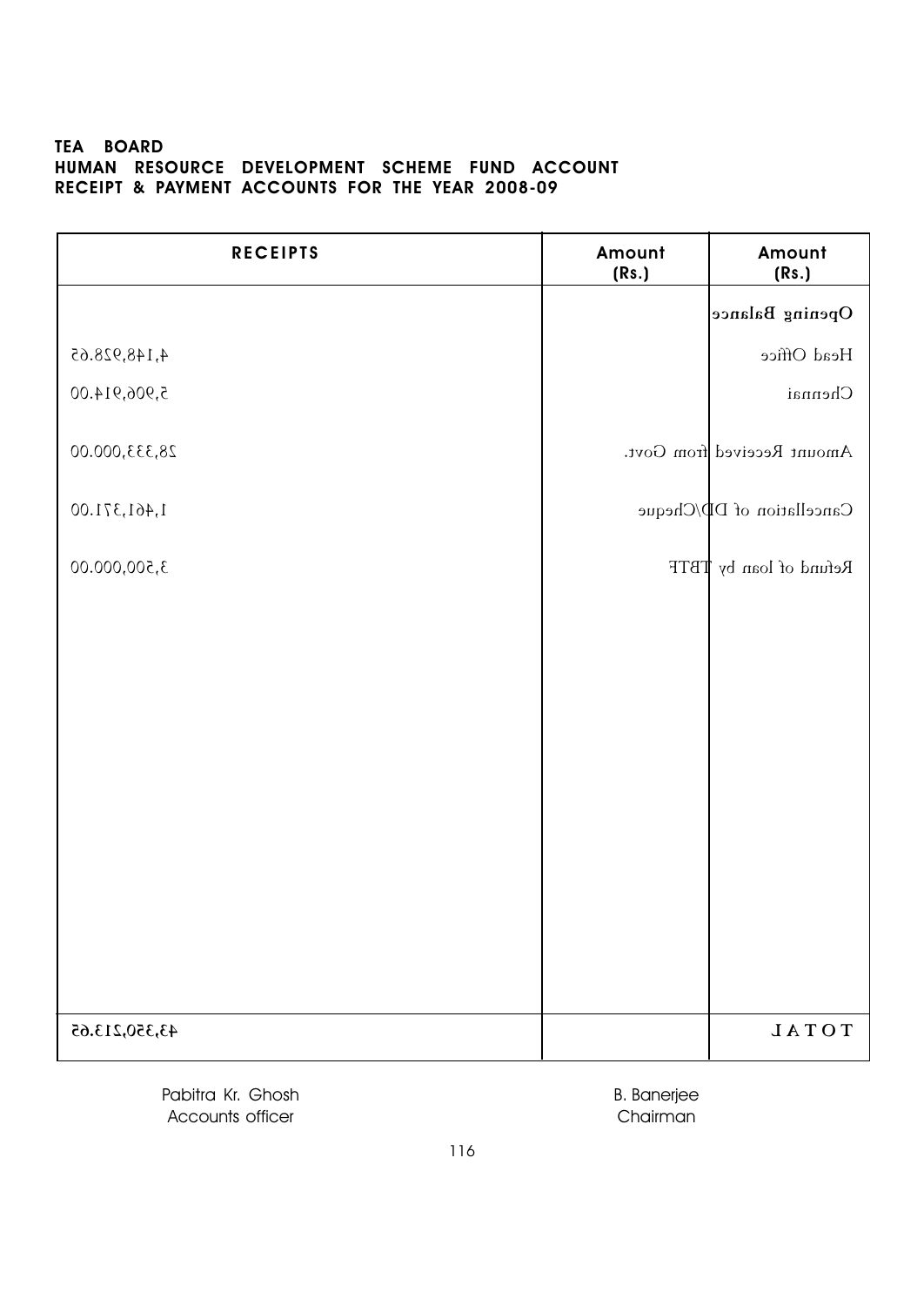**TEA BOARD**
**HUMAN RESOURCE DEVELOPMENT SCHEME FUND ACCOUNT**
**RECEIPT & PAYMENT ACCOUNTS FOR THE YEAR 2008-09**

| RECEIPTS | Amount (Rs.) | Amount (Rs.) |
|---|---|---|
| **Opening Balance** | | |
| Head Office | | 4,148,928.65 |
| Chennai | | 5,906,914.00 |
| Amount Received from Govt. | | 28,333,000.00 |
| Cancellation of DD/Cheque | | 1,461,371.00 |
| Refund of loan by TBTF | | 3,500,000.00 |
| TOTAL | | 43,350,213.65 |

Pabitra Kr. Ghosh
Accounts officer

B. Banerjee
Chairman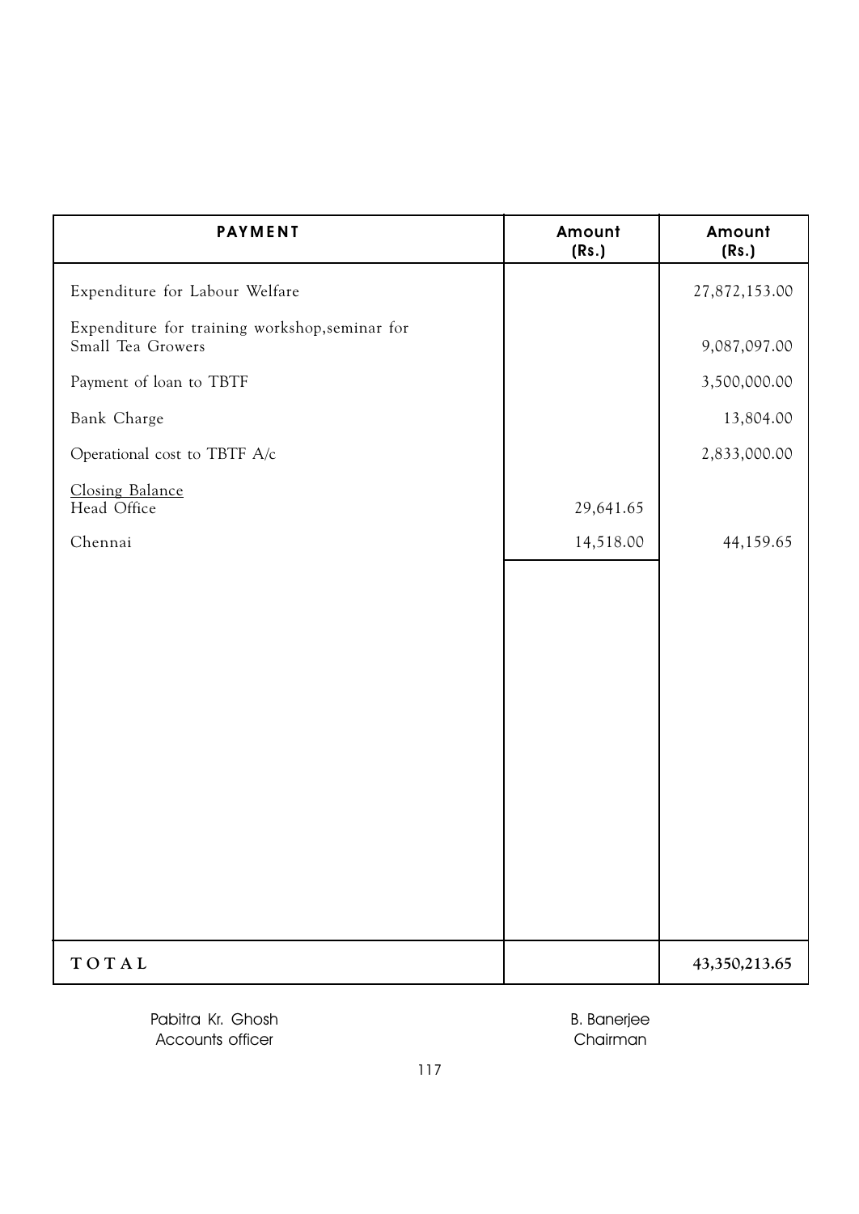| PAYMENT | Amount (Rs.) | Amount (Rs.) |
|---|---|---|
| Expenditure for Labour Welfare | | 27,872,153.00 |
| Expenditure for training workshop,seminar for Small Tea Growers | | 9,087,097.00 |
| Payment of loan to TBTF | | 3,500,000.00 |
| Bank Charge | | 13,804.00 |
| Operational cost to TBTF A/c | | 2,833,000.00 |
| Closing Balance | | |
| Head Office | 29,641.65 | |
| Chennai | 14,518.00 | 44,159.65 |
| **TOTAL** | | **43,350,213.65** |

Pabitra Kr. Ghosh
Accounts officer

B. Banerjee
Chairman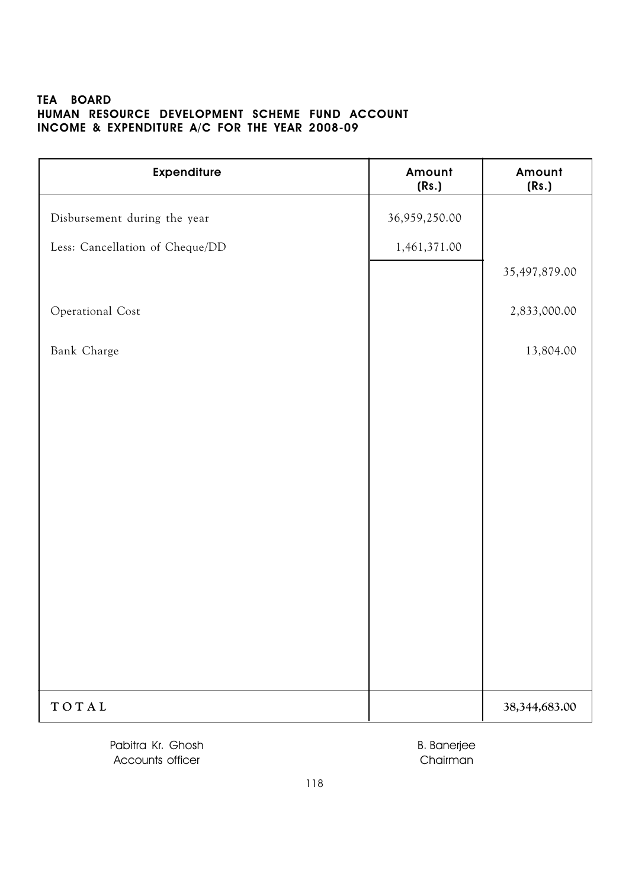**TEA BOARD**
**HUMAN RESOURCE DEVELOPMENT SCHEME FUND ACCOUNT**
**INCOME & EXPENDITURE A/C FOR THE YEAR 2008-09**

| Expenditure | Amount (Rs.) | Amount (Rs.) |
|---|---|---|
| Disbursement during the year | 36,959,250.00 | |
| Less: Cancellation of Cheque/DD | 1,461,371.00 | |
| | | 35,497,879.00 |
| Operational Cost | | 2,833,000.00 |
| Bank Charge | | 13,804.00 |
| **TOTAL** | | **38,344,683.00** |

Pabitra Kr. Ghosh
Accounts officer

B. Banerjee
Chairman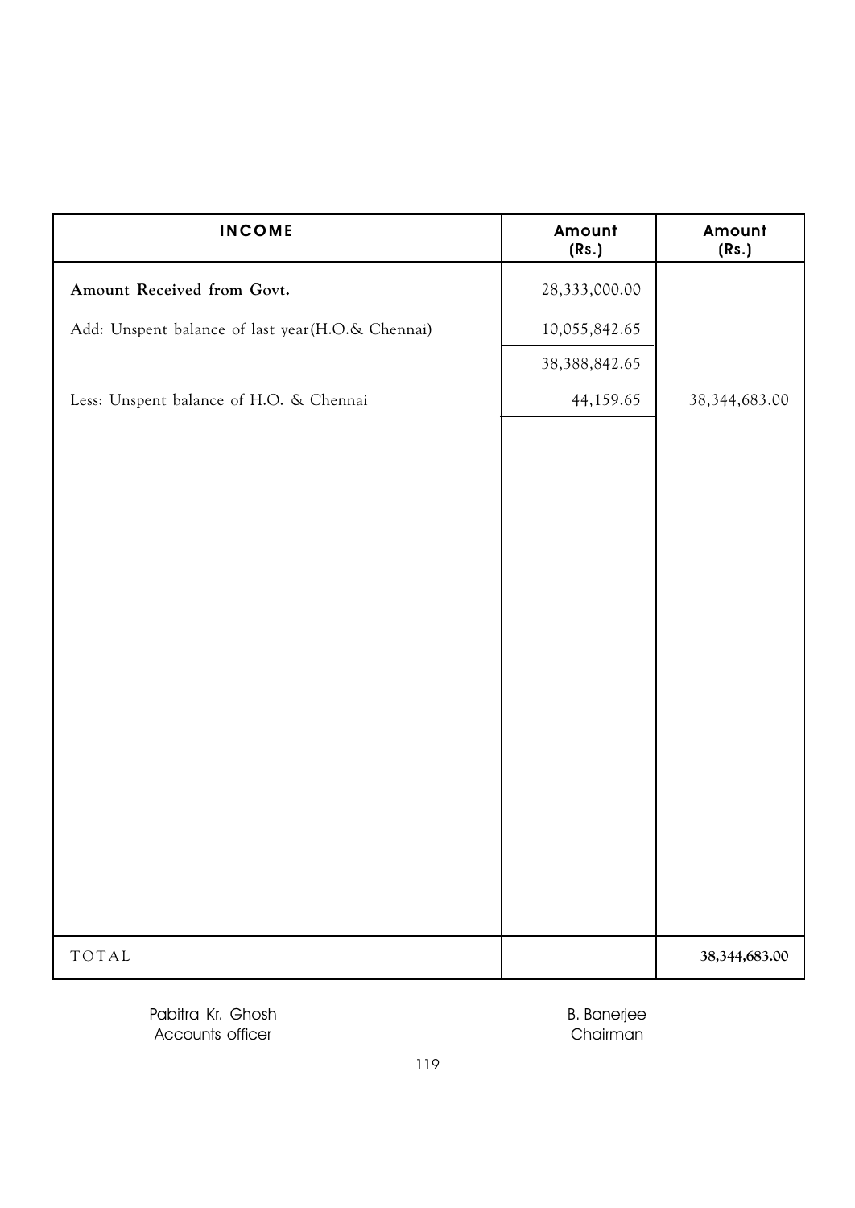| INCOME | Amount (Rs.) | Amount (Rs.) |
|---|---|---|
| **Amount Received from Govt.** | 28,333,000.00 | |
| Add: Unspent balance of last year(H.O.& Chennai) | 10,055,842.65 | |
| | 38,388,842.65 | |
| Less: Unspent balance of H.O. & Chennai | 44,159.65 | 38,344,683.00 |
| TOTAL | | **38,344,683.00** |

Pabitra Kr. Ghosh
Accounts officer

B. Banerjee
Chairman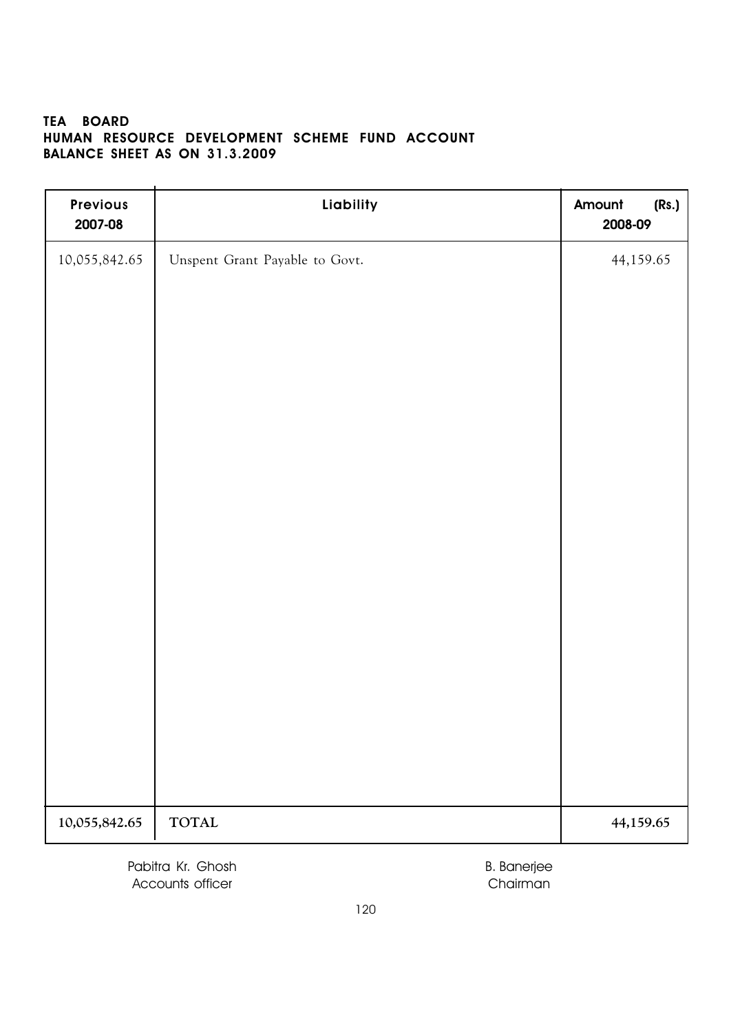**TEA BOARD**
**HUMAN RESOURCE DEVELOPMENT SCHEME FUND ACCOUNT**
**BALANCE SHEET AS ON 31.3.2009**

| Previous 2007-08 | Liability | Amount (Rs.) 2008-09 |
|---|---|---|
| 10,055,842.65 | Unspent Grant Payable to Govt. | 44,159.65 |
| **10,055,842.65** | **TOTAL** | **44,159.65** |

Pabitra Kr. Ghosh
Accounts officer

B. Banerjee
Chairman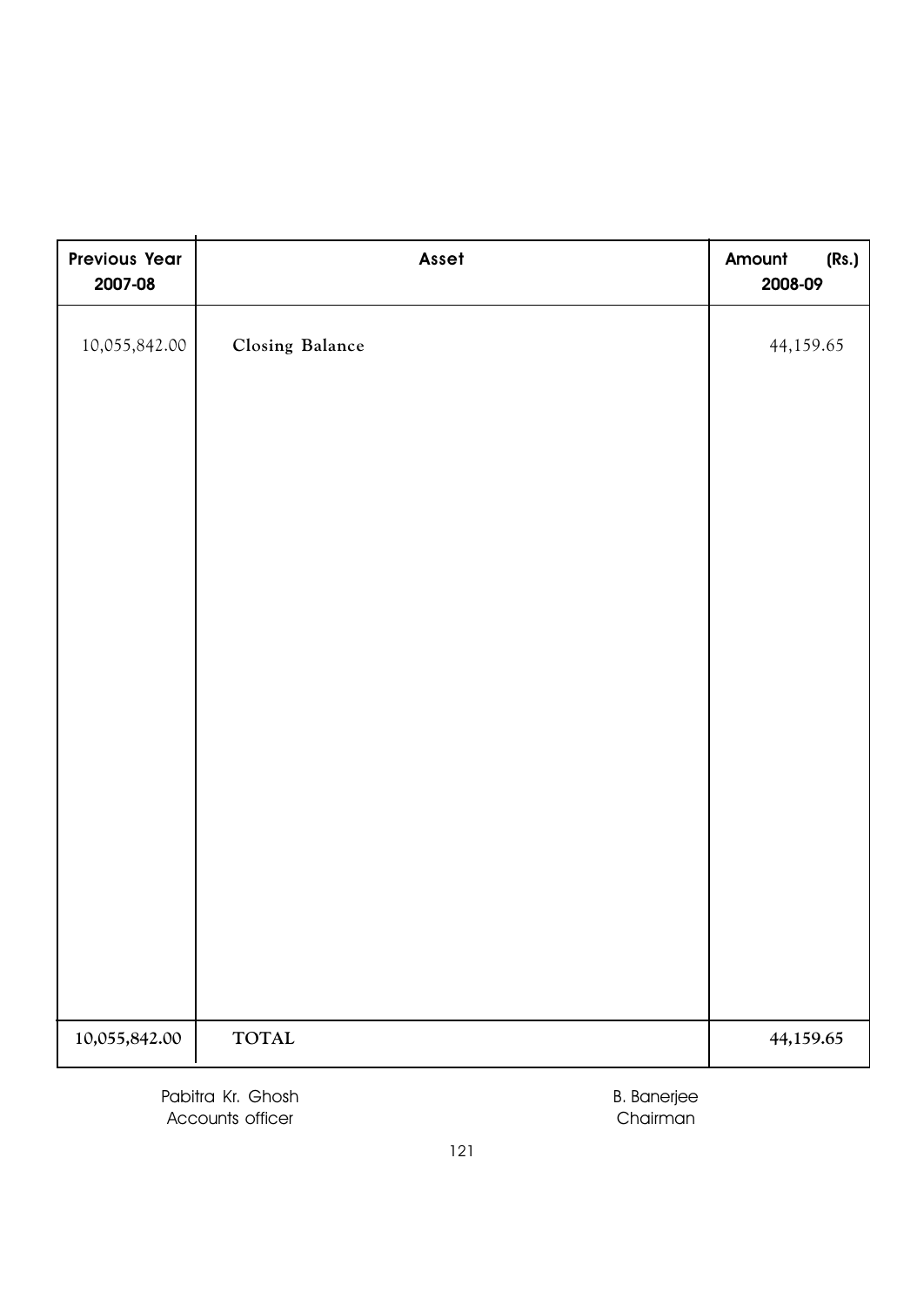| Previous Year 2007-08 | Asset | Amount (Rs.) 2008-09 |
|---|---|---|
| 10,055,842.00 | **Closing Balance** | 44,159.65 |
| **10,055,842.00** | **TOTAL** | **44,159.65** |

Pabitra Kr. Ghosh
Accounts officer

B. Banerjee
Chairman